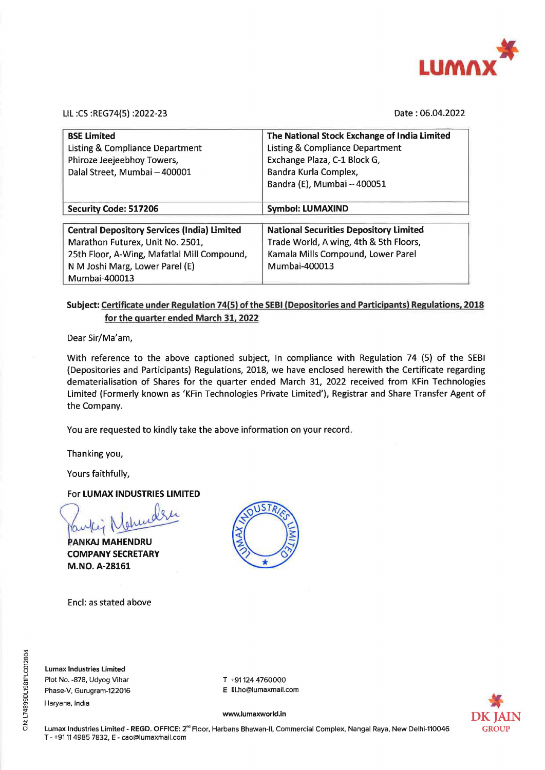LIL :CS :REG74(5) :2022-23

Date : 06.04.2022

| **BSE Limited**<br>Listing & Compliance Department<br>Phiroze Jeejeebhoy Towers,<br>Dalal Street, Mumbai – 400001 | **The National Stock Exchange of India Limited**<br>Listing & Compliance Department<br>Exchange Plaza, C-1 Block G,<br>Bandra Kurla Complex,<br>Bandra (E), Mumbai – 400051 |
|---|---|
| **Security Code: 517206** | **Symbol: LUMAXIND** |

| **Central Depository Services (India) Limited**<br>Marathon Futurex, Unit No. 2501,<br>25th Floor, A-Wing, Mafatlal Mill Compound,<br>N M Joshi Marg, Lower Parel (E)<br>Mumbai-400013 | **National Securities Depository Limited**<br>Trade World, A wing, 4th & 5th Floors,<br>Kamala Mills Compound, Lower Parel<br>Mumbai-400013 |
|---|---|

**Subject: Certificate under Regulation 74(5) of the SEBI (Depositories and Participants) Regulations, 2018 for the quarter ended March 31, 2022**

Dear Sir/Ma'am,

With reference to the above captioned subject, In compliance with Regulation 74 (5) of the SEBI (Depositories and Participants) Regulations, 2018, we have enclosed herewith the Certificate regarding dematerialisation of Shares for the quarter ended March 31, 2022 received from KFin Technologies Limited (Formerly known as 'KFin Technologies Private Limited'), Registrar and Share Transfer Agent of the Company.

You are requested to kindly take the above information on your record.

Thanking you,

Yours faithfully,

For **LUMAX INDUSTRIES LIMITED**

**PANKAJ MAHENDRU**
**COMPANY SECRETARY**
**M.NO. A-28161**

Encl: as stated above

**Lumax Industries Limited**
Plot No. -878, Udyog Vihar
Phase-V, Gurugram-122016
Haryana, India

T +91 124 4760000
E lil.ho@lumaxmail.com

www.lumaxworld.in

Lumax Industries Limited - REGD. OFFICE: 2nd Floor, Harbans Bhawan-II, Commercial Complex, Nangal Raya, New Delhi-110046
T - +91 11 4985 7832, E - cao@lumaxmail.com

CIN: L74899DL1981PLC012804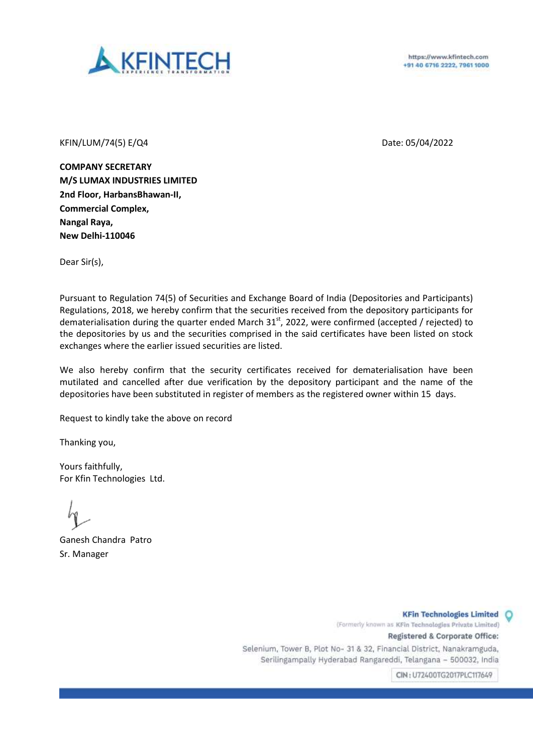KFINTECH
EXPERIENCE TRANSFORMATION

https://www.kfintech.com
+91 40 6716 2222, 7961 1000

KFIN/LUM/74(5) E/Q4

Date: 05/04/2022

**COMPANY SECRETARY**
**M/S LUMAX INDUSTRIES LIMITED**
**2nd Floor, HarbansBhawan-II,**
**Commercial Complex,**
**Nangal Raya,**
**New Delhi-110046**

Dear Sir(s),

Pursuant to Regulation 74(5) of Securities and Exchange Board of India (Depositories and Participants) Regulations, 2018, we hereby confirm that the securities received from the depository participants for dematerialisation during the quarter ended March 31st, 2022, were confirmed (accepted / rejected) to the depositories by us and the securities comprised in the said certificates have been listed on stock exchanges where the earlier issued securities are listed.

We also hereby confirm that the security certificates received for dematerialisation have been mutilated and cancelled after due verification by the depository participant and the name of the depositories have been substituted in register of members as the registered owner within 15 days.

Request to kindly take the above on record

Thanking you,

Yours faithfully,
For Kfin Technologies Ltd.

Ganesh Chandra Patro
Sr. Manager

**KFin Technologies Limited**
(Formerly known as KFin Technologies Private Limited)
Registered & Corporate Office:
Selenium, Tower B, Plot No- 31 & 32, Financial District, Nanakramguda,
Serilingampally Hyderabad Rangareddi, Telangana – 500032, India
CIN: U72400TG2017PLC117649